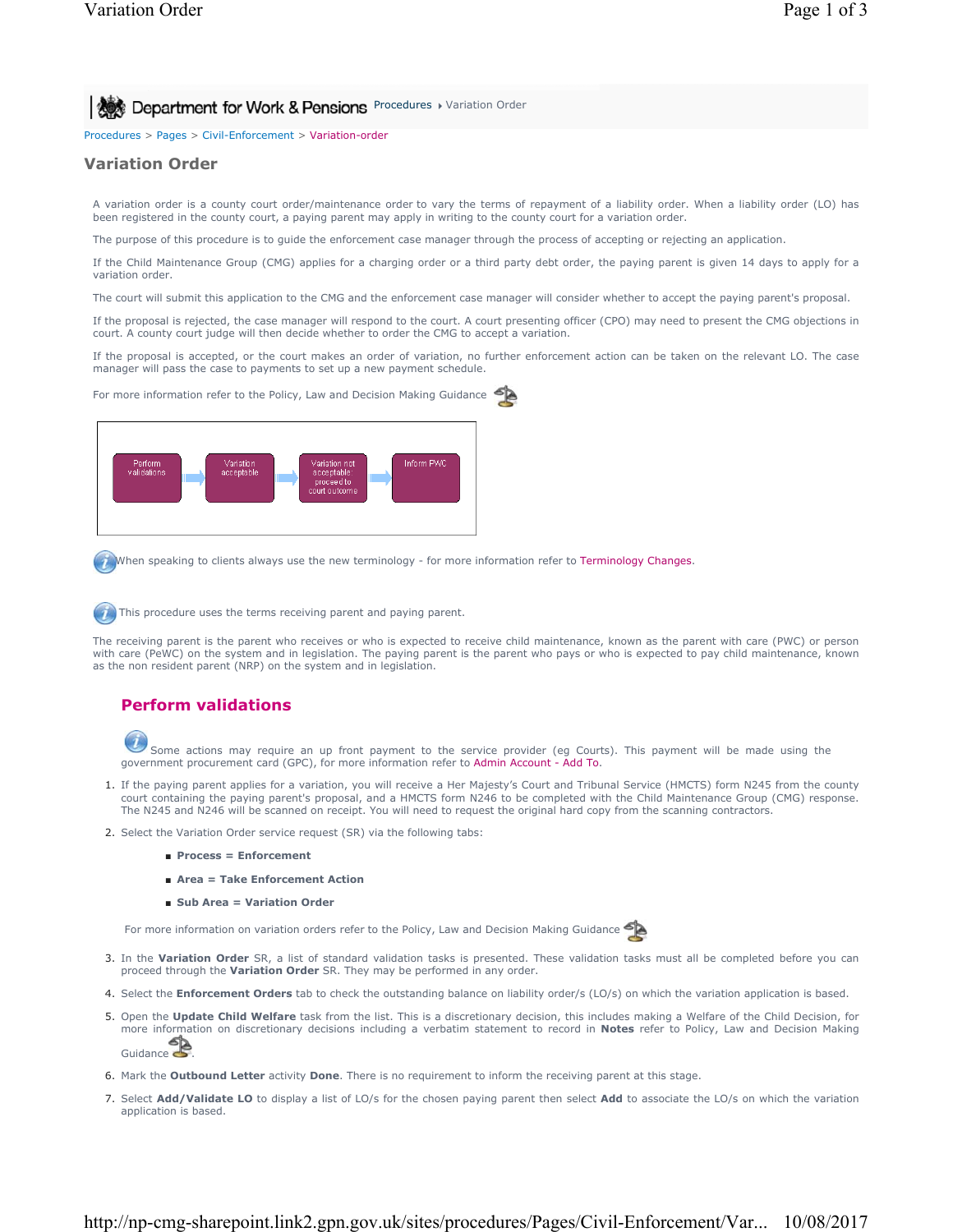Department for Work & Pensions Procedures ▸ Variation Order

Procedures > Pages > Civil-Enforcement > Variation-order

# Variation Order

A variation order is a county court order/maintenance order to vary the terms of repayment of a liability order. When a liability order (LO) has been registered in the county court, a paying parent may apply in writing to the county court for a variation order.

The purpose of this procedure is to guide the enforcement case manager through the process of accepting or rejecting an application.

If the Child Maintenance Group (CMG) applies for a charging order or a third party debt order, the paying parent is given 14 days to apply for a variation order.

The court will submit this application to the CMG and the enforcement case manager will consider whether to accept the paying parent's proposal.

If the proposal is rejected, the case manager will respond to the court. A court presenting officer (CPO) may need to present the CMG objections in court. A county court judge will then decide whether to order the CMG to accept a variation.

If the proposal is accepted, or the court makes an order of variation, no further enforcement action can be taken on the relevant LO. The case manager will pass the case to payments to set up a new payment schedule.

For more information refer to the Policy, Law and Decision Making Guidance

Perform validations → Variation acceptable → Variation not acceptable: proceed to court outcome → Inform PWC

When speaking to clients always use the new terminology - for more information refer to Terminology Changes.

This procedure uses the terms receiving parent and paying parent.

The receiving parent is the parent who receives or who is expected to receive child maintenance, known as the parent with care (PWC) or person with care (PeWC) on the system and in legislation. The paying parent is the parent who pays or who is expected to pay child maintenance, known as the non resident parent (NRP) on the system and in legislation.

## Perform validations

Some actions may require an up front payment to the service provider (eg Courts). This payment will be made using the government procurement card (GPC), for more information refer to Admin Account - Add To.

1. If the paying parent applies for a variation, you will receive a Her Majesty's Court and Tribunal Service (HMCTS) form N245 from the county court containing the paying parent's proposal, and a HMCTS form N246 to be completed with the Child Maintenance Group (CMG) response. The N245 and N246 will be scanned on receipt. You will need to request the original hard copy from the scanning contractors.
2. Select the Variation Order service request (SR) via the following tabs:
   - **Process = Enforcement**
   - **Area = Take Enforcement Action**
   - **Sub Area = Variation Order**

   For more information on variation orders refer to the Policy, Law and Decision Making Guidance
3. In the **Variation Order** SR, a list of standard validation tasks is presented. These validation tasks must all be completed before you can proceed through the **Variation Order** SR. They may be performed in any order.
4. Select the **Enforcement Orders** tab to check the outstanding balance on liability order/s (LO/s) on which the variation application is based.
5. Open the **Update Child Welfare** task from the list. This is a discretionary decision, this includes making a Welfare of the Child Decision, for more information on discretionary decisions including a verbatim statement to record in **Notes** refer to Policy, Law and Decision Making Guidance.
6. Mark the **Outbound Letter** activity **Done**. There is no requirement to inform the receiving parent at this stage.
7. Select **Add/Validate LO** to display a list of LO/s for the chosen paying parent then select **Add** to associate the LO/s on which the variation application is based.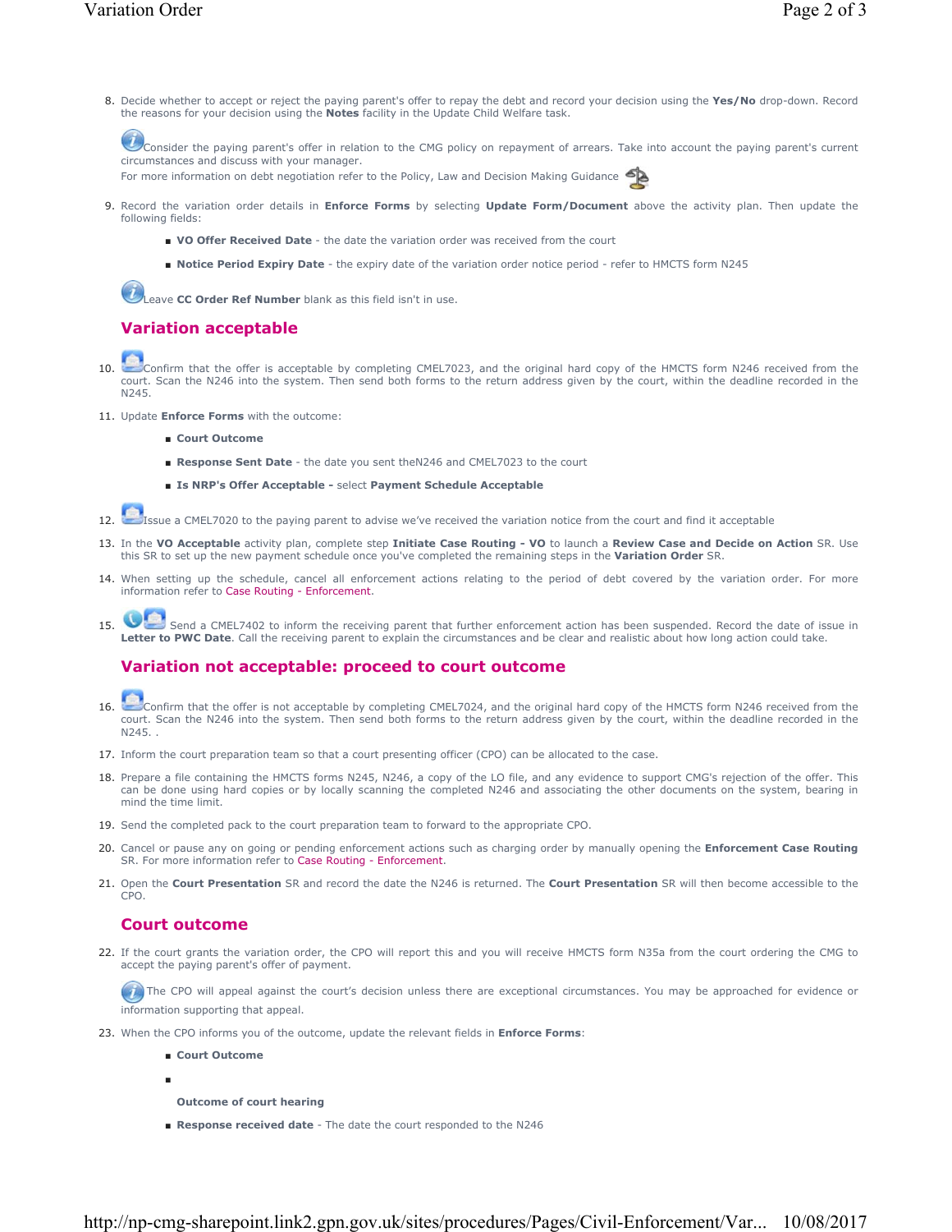8. Decide whether to accept or reject the paying parent's offer to repay the debt and record your decision using the **Yes/No** drop-down. Record the reasons for your decision using the **Notes** facility in the Update Child Welfare task.

   Consider the paying parent's offer in relation to the CMG policy on repayment of arrears. Take into account the paying parent's current circumstances and discuss with your manager.
   For more information on debt negotiation refer to the Policy, Law and Decision Making Guidance

9. Record the variation order details in **Enforce Forms** by selecting **Update Form/Document** above the activity plan. Then update the following fields:
   - **VO Offer Received Date** - the date the variation order was received from the court
   - **Notice Period Expiry Date** - the expiry date of the variation order notice period - refer to HMCTS form N245

   Leave **CC Order Ref Number** blank as this field isn't in use.

## Variation acceptable

10. Confirm that the offer is acceptable by completing CMEL7023, and the original hard copy of the HMCTS form N246 received from the court. Scan the N246 into the system. Then send both forms to the return address given by the court, within the deadline recorded in the N245.
11. Update **Enforce Forms** with the outcome:
    - **Court Outcome**
    - **Response Sent Date** - the date you sent theN246 and CMEL7023 to the court
    - **Is NRP's Offer Acceptable -** select **Payment Schedule Acceptable**
12. Issue a CMEL7020 to the paying parent to advise we've received the variation notice from the court and find it acceptable
13. In the **VO Acceptable** activity plan, complete step **Initiate Case Routing - VO** to launch a **Review Case and Decide on Action** SR. Use this SR to set up the new payment schedule once you've completed the remaining steps in the **Variation Order** SR.
14. When setting up the schedule, cancel all enforcement actions relating to the period of debt covered by the variation order. For more information refer to Case Routing - Enforcement.
15. Send a CMEL7402 to inform the receiving parent that further enforcement action has been suspended. Record the date of issue in **Letter to PWC Date**. Call the receiving parent to explain the circumstances and be clear and realistic about how long action could take.

## Variation not acceptable: proceed to court outcome

16. Confirm that the offer is not acceptable by completing CMEL7024, and the original hard copy of the HMCTS form N246 received from the court. Scan the N246 into the system. Then send both forms to the return address given by the court, within the deadline recorded in the N245. .
17. Inform the court preparation team so that a court presenting officer (CPO) can be allocated to the case.
18. Prepare a file containing the HMCTS forms N245, N246, a copy of the LO file, and any evidence to support CMG's rejection of the offer. This can be done using hard copies or by locally scanning the completed N246 and associating the other documents on the system, bearing in mind the time limit.
19. Send the completed pack to the court preparation team to forward to the appropriate CPO.
20. Cancel or pause any on going or pending enforcement actions such as charging order by manually opening the **Enforcement Case Routing** SR. For more information refer to Case Routing - Enforcement.
21. Open the **Court Presentation** SR and record the date the N246 is returned. The **Court Presentation** SR will then become accessible to the CPO.

## Court outcome

22. If the court grants the variation order, the CPO will report this and you will receive HMCTS form N35a from the court ordering the CMG to accept the paying parent's offer of payment.

    The CPO will appeal against the court's decision unless there are exceptional circumstances. You may be approached for evidence or information supporting that appeal.

23. When the CPO informs you of the outcome, update the relevant fields in **Enforce Forms**:
    - **Court Outcome**
    - **Outcome of court hearing**
    - **Response received date** - The date the court responded to the N246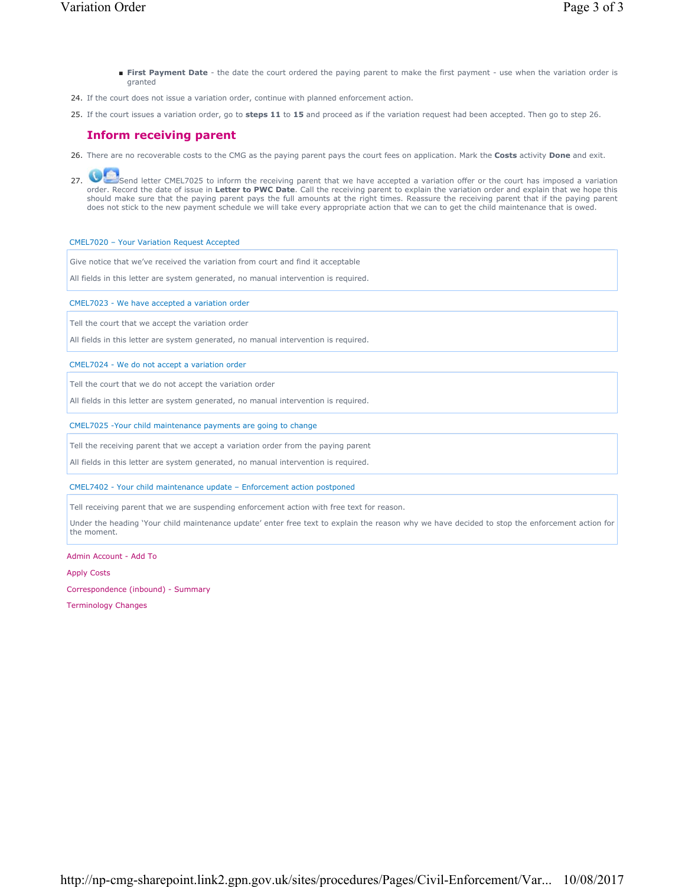- **First Payment Date** - the date the court ordered the paying parent to make the first payment - use when the variation order is granted

24. If the court does not issue a variation order, continue with planned enforcement action.

25. If the court issues a variation order, go to **steps 11** to **15** and proceed as if the variation request had been accepted. Then go to step 26.

## Inform receiving parent

26. There are no recoverable costs to the CMG as the paying parent pays the court fees on application. Mark the **Costs** activity **Done** and exit.

27. Send letter CMEL7025 to inform the receiving parent that we have accepted a variation offer or the court has imposed a variation order. Record the date of issue in **Letter to PWC Date**. Call the receiving parent to explain the variation order and explain that we hope this should make sure that the paying parent pays the full amounts at the right times. Reassure the receiving parent that if the paying parent does not stick to the new payment schedule we will take every appropriate action that we can to get the child maintenance that is owed.

CMEL7020 – Your Variation Request Accepted

> Give notice that we've received the variation from court and find it acceptable
>
> All fields in this letter are system generated, no manual intervention is required.

CMEL7023 - We have accepted a variation order

> Tell the court that we accept the variation order
>
> All fields in this letter are system generated, no manual intervention is required.

CMEL7024 - We do not accept a variation order

> Tell the court that we do not accept the variation order
>
> All fields in this letter are system generated, no manual intervention is required.

CMEL7025 -Your child maintenance payments are going to change

> Tell the receiving parent that we accept a variation order from the paying parent
>
> All fields in this letter are system generated, no manual intervention is required.

CMEL7402 - Your child maintenance update – Enforcement action postponed

> Tell receiving parent that we are suspending enforcement action with free text for reason.
>
> Under the heading 'Your child maintenance update' enter free text to explain the reason why we have decided to stop the enforcement action for the moment.

Admin Account - Add To

Apply Costs

Correspondence (inbound) - Summary

Terminology Changes